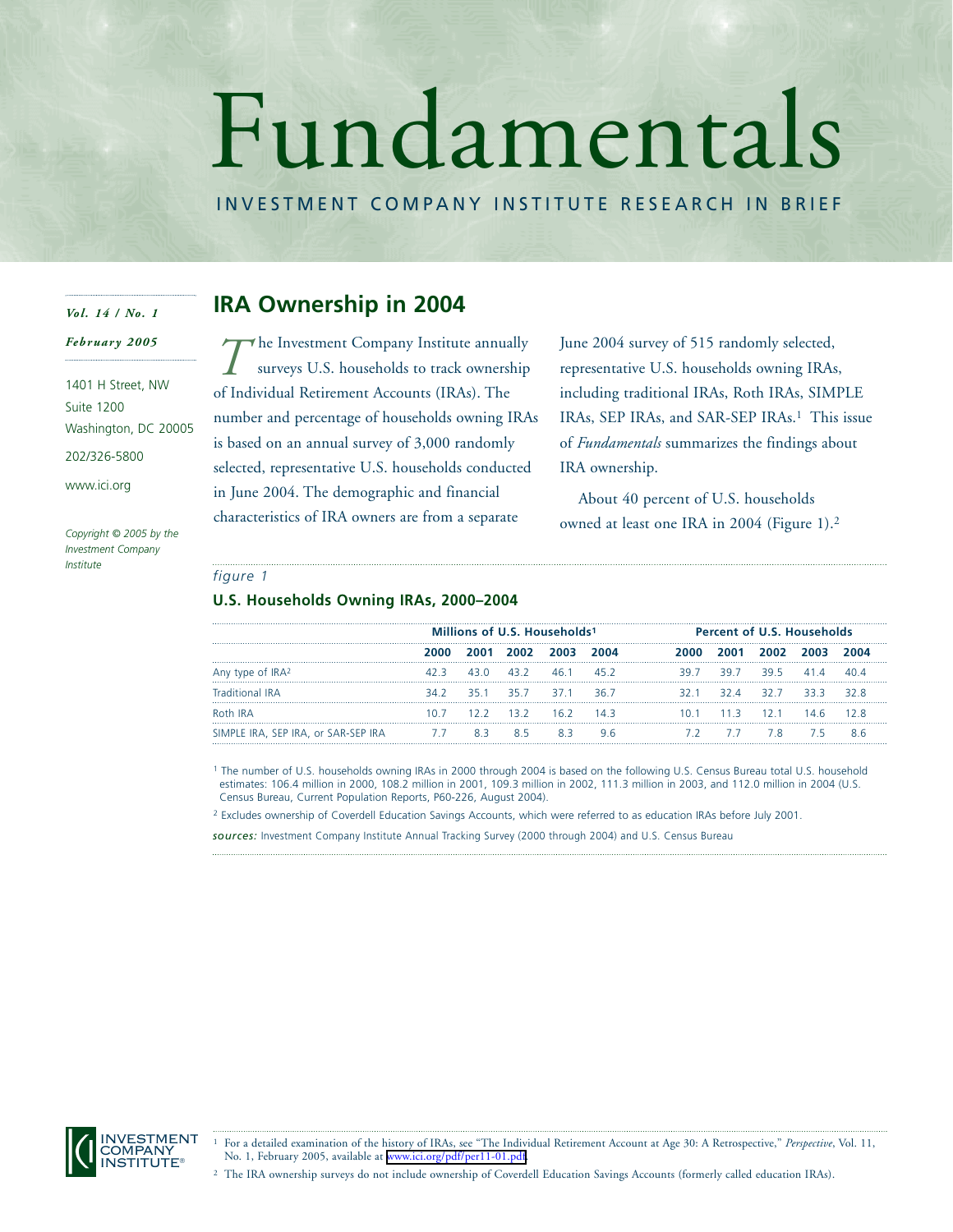# Fundamentals

INVESTMENT COMPANY INSTITUTE RESEARCH IN BRIEF

*Vol. 14 / No. 1*

*February 2005*

1401 H Street, NW
Suite 1200
Washington, DC 20005
202/326-5800
www.ici.org

*Copyright © 2005 by the Investment Company Institute*

## IRA Ownership in 2004

The Investment Company Institute annually surveys U.S. households to track ownership of Individual Retirement Accounts (IRAs). The number and percentage of households owning IRAs is based on an annual survey of 3,000 randomly selected, representative U.S. households conducted in June 2004. The demographic and financial characteristics of IRA owners are from a separate June 2004 survey of 515 randomly selected, representative U.S. households owning IRAs, including traditional IRAs, Roth IRAs, SIMPLE IRAs, SEP IRAs, and SAR-SEP IRAs.[1] This issue of *Fundamentals* summarizes the findings about IRA ownership.

About 40 percent of U.S. households owned at least one IRA in 2004 (Figure 1).[2]

*figure 1*

**U.S. Households Owning IRAs, 2000–2004**

| | Millions of U.S. Households[1] | | | | | Percent of U.S. Households | | | | |
|---|---|---|---|---|---|---|---|---|---|---|
| | 2000 | 2001 | 2002 | 2003 | 2004 | 2000 | 2001 | 2002 | 2003 | 2004 |
| Any type of IRA[2] | 42.3 | 43.0 | 43.2 | 46.1 | 45.2 | 39.7 | 39.7 | 39.5 | 41.4 | 40.4 |
| Traditional IRA | 34.2 | 35.1 | 35.7 | 37.1 | 36.7 | 32.1 | 32.4 | 32.7 | 33.3 | 32.8 |
| Roth IRA | 10.7 | 12.2 | 13.2 | 16.2 | 14.3 | 10.1 | 11.3 | 12.1 | 14.6 | 12.8 |
| SIMPLE IRA, SEP IRA, or SAR-SEP IRA | 7.7 | 8.3 | 8.5 | 8.3 | 9.6 | 7.2 | 7.7 | 7.8 | 7.5 | 8.6 |

[1] The number of U.S. households owning IRAs in 2000 through 2004 is based on the following U.S. Census Bureau total U.S. household estimates: 106.4 million in 2000, 108.2 million in 2001, 109.3 million in 2002, 111.3 million in 2003, and 112.0 million in 2004 (U.S. Census Bureau, Current Population Reports, P60-226, August 2004).

[2] Excludes ownership of Coverdell Education Savings Accounts, which were referred to as education IRAs before July 2001.

***sources:*** Investment Company Institute Annual Tracking Survey (2000 through 2004) and U.S. Census Bureau

---

[1] For a detailed examination of the history of IRAs, see "The Individual Retirement Account at Age 30: A Retrospective," *Perspective*, Vol. 11, No. 1, February 2005, available at www.ici.org/pdf/per11-01.pdf.

[2] The IRA ownership surveys do not include ownership of Coverdell Education Savings Accounts (formerly called education IRAs).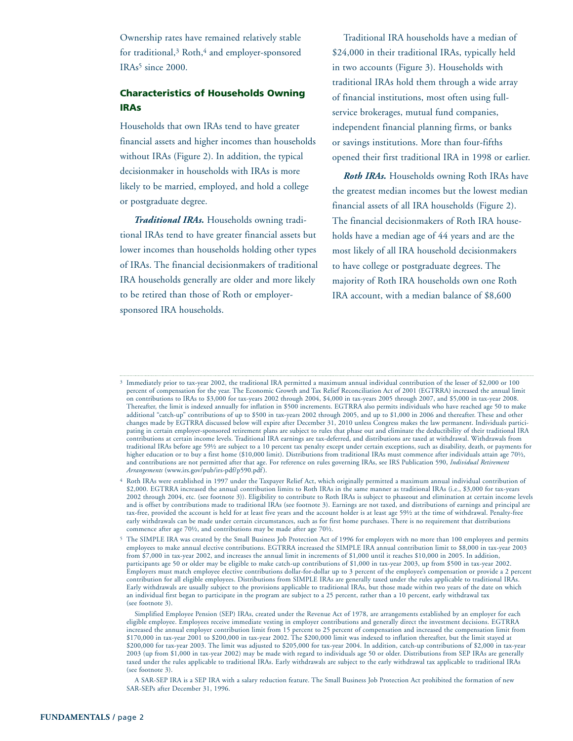Ownership rates have remained relatively stable for traditional,[3] Roth,[4] and employer-sponsored IRAs[5] since 2000.

## Characteristics of Households Owning IRAs

Households that own IRAs tend to have greater financial assets and higher incomes than households without IRAs (Figure 2). In addition, the typical decisionmaker in households with IRAs is more likely to be married, employed, and hold a college or postgraduate degree.

***Traditional IRAs.*** Households owning traditional IRAs tend to have greater financial assets but lower incomes than households holding other types of IRAs. The financial decisionmakers of traditional IRA households generally are older and more likely to be retired than those of Roth or employer-sponsored IRA households.

Traditional IRA households have a median of $24,000 in their traditional IRAs, typically held in two accounts (Figure 3). Households with traditional IRAs hold them through a wide array of financial institutions, most often using full-service brokerages, mutual fund companies, independent financial planning firms, or banks or savings institutions. More than four-fifths opened their first traditional IRA in 1998 or earlier.

***Roth IRAs.*** Households owning Roth IRAs have the greatest median incomes but the lowest median financial assets of all IRA households (Figure 2). The financial decisionmakers of Roth IRA households have a median age of 44 years and are the most likely of all IRA household decisionmakers to have college or postgraduate degrees. The majority of Roth IRA households own one Roth IRA account, with a median balance of $8,600

---

[3] Immediately prior to tax-year 2002, the traditional IRA permitted a maximum annual individual contribution of the lesser of $2,000 or 100 percent of compensation for the year. The Economic Growth and Tax Relief Reconciliation Act of 2001 (EGTRRA) increased the annual limit on contributions to IRAs to $3,000 for tax-years 2002 through 2004, $4,000 in tax-years 2005 through 2007, and $5,000 in tax-year 2008. Thereafter, the limit is indexed annually for inflation in $500 increments. EGTRRA also permits individuals who have reached age 50 to make additional "catch-up" contributions of up to $500 in tax-years 2002 through 2005, and up to $1,000 in 2006 and thereafter. These and other changes made by EGTRRA discussed below will expire after December 31, 2010 unless Congress makes the law permanent. Individuals participating in certain employer-sponsored retirement plans are subject to rules that phase out and eliminate the deductibility of their traditional IRA contributions at certain income levels. Traditional IRA earnings are tax-deferred, and distributions are taxed at withdrawal. Withdrawals from traditional IRAs before age 59½ are subject to a 10 percent tax penalty except under certain exceptions, such as disability, death, or payments for higher education or to buy a first home ($10,000 limit). Distributions from traditional IRAs must commence after individuals attain age 70½, and contributions are not permitted after that age. For reference on rules governing IRAs, see IRS Publication 590, *Individual Retirement Arrangements* (www.irs.gov/pub/irs-pdf/p590.pdf).

[4] Roth IRAs were established in 1997 under the Taxpayer Relief Act, which originally permitted a maximum annual individual contribution of $2,000. EGTRRA increased the annual contribution limits to Roth IRAs in the same manner as traditional IRAs (i.e., $3,000 for tax-years 2002 through 2004, etc. (see footnote 3)). Eligibility to contribute to Roth IRAs is subject to phaseout and elimination at certain income levels and is offset by contributions made to traditional IRAs (see footnote 3). Earnings are not taxed, and distributions of earnings and principal are tax-free, provided the account is held for at least five years and the account holder is at least age 59½ at the time of withdrawal. Penalty-free early withdrawals can be made under certain circumstances, such as for first home purchases. There is no requirement that distributions commence after age 70½, and contributions may be made after age 70½.

[5] The SIMPLE IRA was created by the Small Business Job Protection Act of 1996 for employers with no more than 100 employees and permits employees to make annual elective contributions. EGTRRA increased the SIMPLE IRA annual contribution limit to $8,000 in tax-year 2003 from $7,000 in tax-year 2002, and increases the annual limit in increments of $1,000 until it reaches $10,000 in 2005. In addition, participants age 50 or older may be eligible to make catch-up contributions of $1,000 in tax-year 2003, up from $500 in tax-year 2002. Employers must match employee elective contributions dollar-for-dollar up to 3 percent of the employee's compensation or provide a 2 percent contribution for all eligible employees. Distributions from SIMPLE IRAs are generally taxed under the rules applicable to traditional IRAs. Early withdrawals are usually subject to the provisions applicable to traditional IRAs, but those made within two years of the date on which an individual first began to participate in the program are subject to a 25 percent, rather than a 10 percent, early withdrawal tax (see footnote 3).

Simplified Employee Pension (SEP) IRAs, created under the Revenue Act of 1978, are arrangements established by an employer for each eligible employee. Employees receive immediate vesting in employer contributions and generally direct the investment decisions. EGTRRA increased the annual employer contribution limit from 15 percent to 25 percent of compensation and increased the compensation limit from $170,000 in tax-year 2001 to $200,000 in tax-year 2002. The $200,000 limit was indexed to inflation thereafter, but the limit stayed at $200,000 for tax-year 2003. The limit was adjusted to $205,000 for tax-year 2004. In addition, catch-up contributions of $2,000 in tax-year 2003 (up from $1,000 in tax-year 2002) may be made with regard to individuals age 50 or older. Distributions from SEP IRAs are generally taxed under the rules applicable to traditional IRAs. Early withdrawals are subject to the early withdrawal tax applicable to traditional IRAs (see footnote 3).

A SAR-SEP IRA is a SEP IRA with a salary reduction feature. The Small Business Job Protection Act prohibited the formation of new SAR-SEPs after December 31, 1996.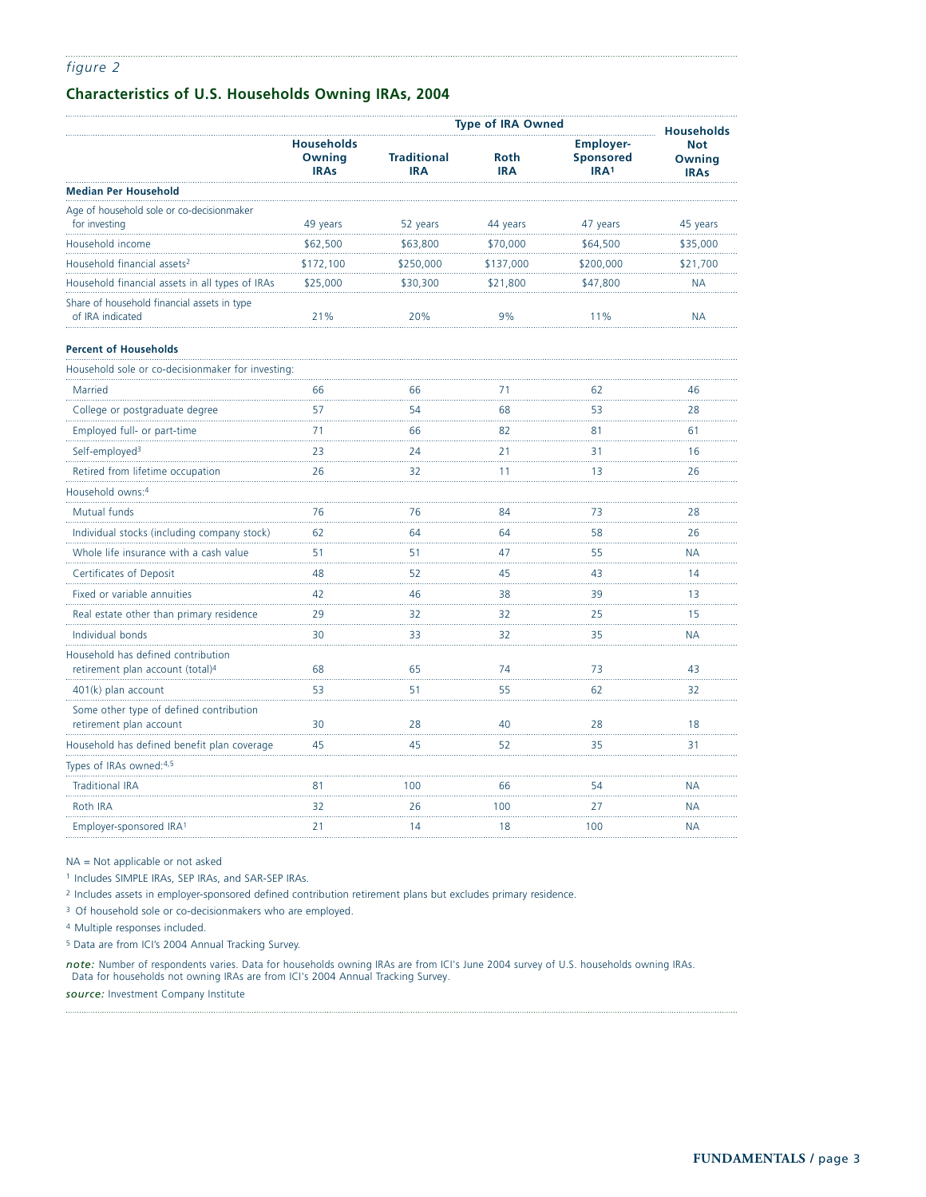*figure 2*

## Characteristics of U.S. Households Owning IRAs, 2004

| | Type of IRA Owned | | | | Households Not Owning IRAs |
|---|---|---|---|---|---|
| | Households Owning IRAs | Traditional IRA | Roth IRA | Employer-Sponsored IRA[1] | |
| **Median Per Household** | | | | | |
| Age of household sole or co-decisionmaker for investing | 49 years | 52 years | 44 years | 47 years | 45 years |
| Household income | $62,500 | $63,800 | $70,000 | $64,500 | $35,000 |
| Household financial assets[2] | $172,100 | $250,000 | $137,000 | $200,000 | $21,700 |
| Household financial assets in all types of IRAs | $25,000 | $30,300 | $21,800 | $47,800 | NA |
| Share of household financial assets in type of IRA indicated | 21% | 20% | 9% | 11% | NA |
| **Percent of Households** | | | | | |
| Household sole or co-decisionmaker for investing: | | | | | |
| Married | 66 | 66 | 71 | 62 | 46 |
| College or postgraduate degree | 57 | 54 | 68 | 53 | 28 |
| Employed full- or part-time | 71 | 66 | 82 | 81 | 61 |
| Self-employed[3] | 23 | 24 | 21 | 31 | 16 |
| Retired from lifetime occupation | 26 | 32 | 11 | 13 | 26 |
| Household owns:[4] | | | | | |
| Mutual funds | 76 | 76 | 84 | 73 | 28 |
| Individual stocks (including company stock) | 62 | 64 | 64 | 58 | 26 |
| Whole life insurance with a cash value | 51 | 51 | 47 | 55 | NA |
| Certificates of Deposit | 48 | 52 | 45 | 43 | 14 |
| Fixed or variable annuities | 42 | 46 | 38 | 39 | 13 |
| Real estate other than primary residence | 29 | 32 | 32 | 25 | 15 |
| Individual bonds | 30 | 33 | 32 | 35 | NA |
| Household has defined contribution retirement plan account (total)[4] | 68 | 65 | 74 | 73 | 43 |
| 401(k) plan account | 53 | 51 | 55 | 62 | 32 |
| Some other type of defined contribution retirement plan account | 30 | 28 | 40 | 28 | 18 |
| Household has defined benefit plan coverage | 45 | 45 | 52 | 35 | 31 |
| Types of IRAs owned:[4,5] | | | | | |
| Traditional IRA | 81 | 100 | 66 | 54 | NA |
| Roth IRA | 32 | 26 | 100 | 27 | NA |
| Employer-sponsored IRA[1] | 21 | 14 | 18 | 100 | NA |

NA = Not applicable or not asked

[1] Includes SIMPLE IRAs, SEP IRAs, and SAR-SEP IRAs.

[2] Includes assets in employer-sponsored defined contribution retirement plans but excludes primary residence.

[3] Of household sole or co-decisionmakers who are employed.

[4] Multiple responses included.

[5] Data are from ICI's 2004 Annual Tracking Survey.

*note:* Number of respondents varies. Data for households owning IRAs are from ICI's June 2004 survey of U.S. households owning IRAs. Data for households not owning IRAs are from ICI's 2004 Annual Tracking Survey.

*source:* Investment Company Institute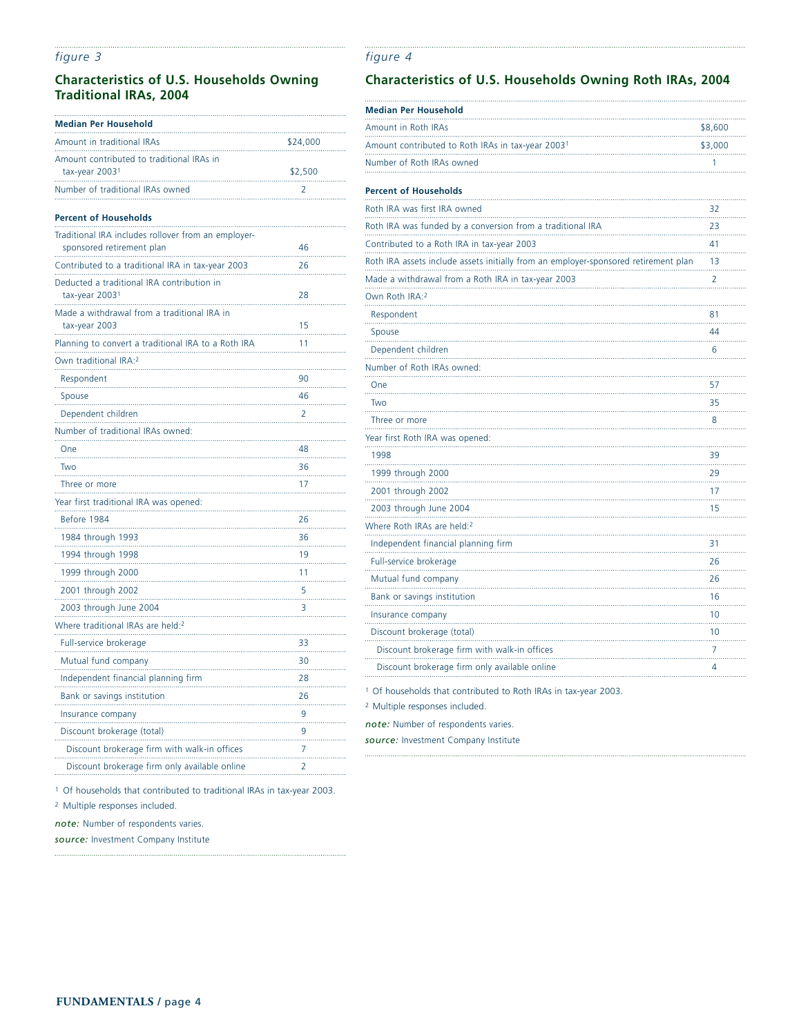*figure 3*

## Characteristics of U.S. Households Owning Traditional IRAs, 2004

| **Median Per Household** | |
|---|---|
| Amount in traditional IRAs | $24,000 |
| Amount contributed to traditional IRAs in tax-year 2003[1] | $2,500 |
| Number of traditional IRAs owned | 2 |
| **Percent of Households** | |
| Traditional IRA includes rollover from an employer-sponsored retirement plan | 46 |
| Contributed to a traditional IRA in tax-year 2003 | 26 |
| Deducted a traditional IRA contribution in tax-year 2003[1] | 28 |
| Made a withdrawal from a traditional IRA in tax-year 2003 | 15 |
| Planning to convert a traditional IRA to a Roth IRA | 11 |
| Own traditional IRA:[2] | |
| Respondent | 90 |
| Spouse | 46 |
| Dependent children | 2 |
| Number of traditional IRAs owned: | |
| One | 48 |
| Two | 36 |
| Three or more | 17 |
| Year first traditional IRA was opened: | |
| Before 1984 | 26 |
| 1984 through 1993 | 36 |
| 1994 through 1998 | 19 |
| 1999 through 2000 | 11 |
| 2001 through 2002 | 5 |
| 2003 through June 2004 | 3 |
| Where traditional IRAs are held:[2] | |
| Full-service brokerage | 33 |
| Mutual fund company | 30 |
| Independent financial planning firm | 28 |
| Bank or savings institution | 26 |
| Insurance company | 9 |
| Discount brokerage (total) | 9 |
| Discount brokerage firm with walk-in offices | 7 |
| Discount brokerage firm only available online | 2 |

[1] Of households that contributed to traditional IRAs in tax-year 2003.

[2] Multiple responses included.

*note:* Number of respondents varies.

*source:* Investment Company Institute

*figure 4*

## Characteristics of U.S. Households Owning Roth IRAs, 2004

| **Median Per Household** | |
|---|---|
| Amount in Roth IRAs | $8,600 |
| Amount contributed to Roth IRAs in tax-year 2003[1] | $3,000 |
| Number of Roth IRAs owned | 1 |
| **Percent of Households** | |
| Roth IRA was first IRA owned | 32 |
| Roth IRA was funded by a conversion from a traditional IRA | 23 |
| Contributed to a Roth IRA in tax-year 2003 | 41 |
| Roth IRA assets include assets initially from an employer-sponsored retirement plan | 13 |
| Made a withdrawal from a Roth IRA in tax-year 2003 | 2 |
| Own Roth IRA:[2] | |
| Respondent | 81 |
| Spouse | 44 |
| Dependent children | 6 |
| Number of Roth IRAs owned: | |
| One | 57 |
| Two | 35 |
| Three or more | 8 |
| Year first Roth IRA was opened: | |
| 1998 | 39 |
| 1999 through 2000 | 29 |
| 2001 through 2002 | 17 |
| 2003 through June 2004 | 15 |
| Where Roth IRAs are held:[2] | |
| Independent financial planning firm | 31 |
| Full-service brokerage | 26 |
| Mutual fund company | 26 |
| Bank or savings institution | 16 |
| Insurance company | 10 |
| Discount brokerage (total) | 10 |
| Discount brokerage firm with walk-in offices | 7 |
| Discount brokerage firm only available online | 4 |

[1] Of households that contributed to Roth IRAs in tax-year 2003.

[2] Multiple responses included.

*note:* Number of respondents varies.

*source:* Investment Company Institute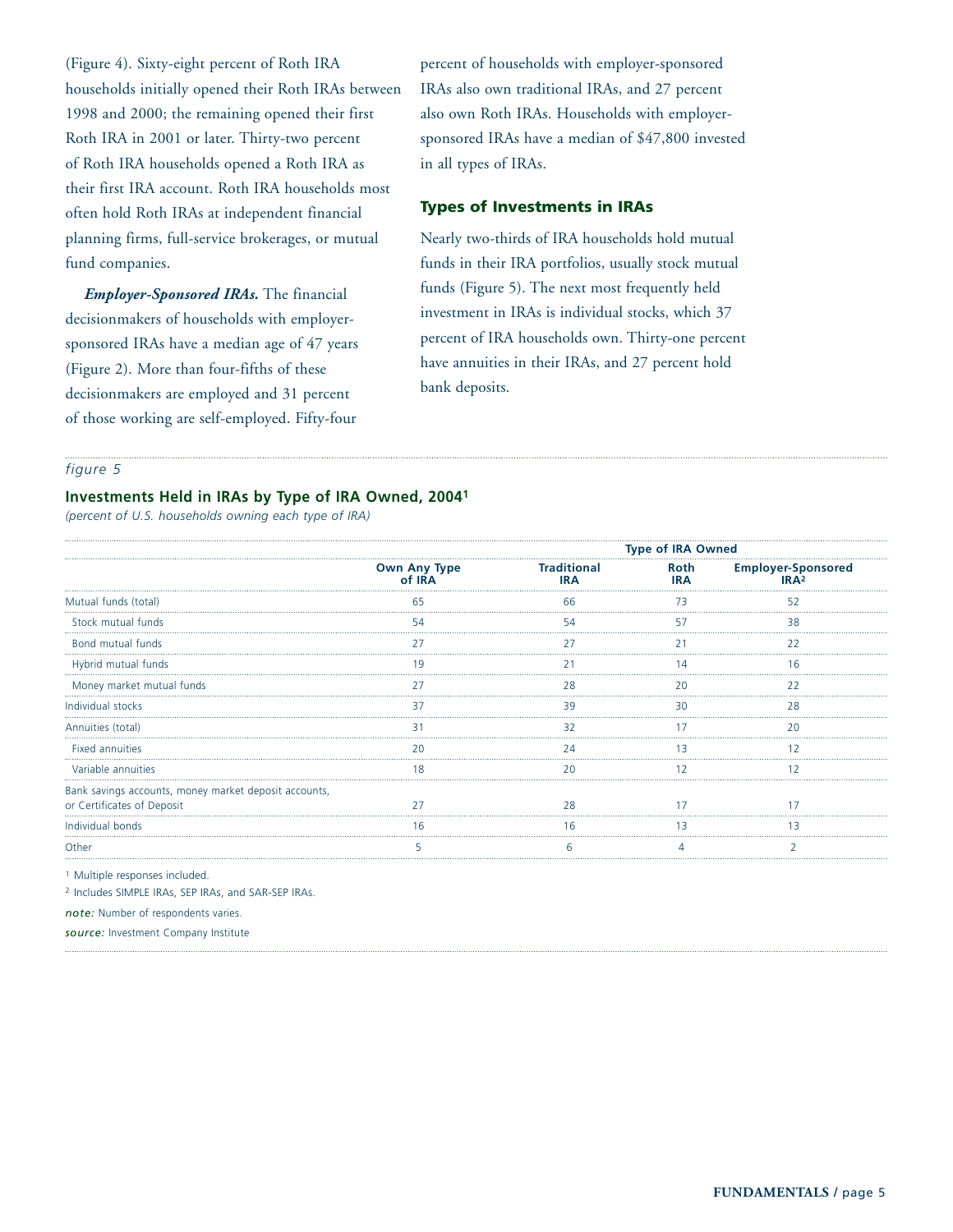(Figure 4). Sixty-eight percent of Roth IRA households initially opened their Roth IRAs between 1998 and 2000; the remaining opened their first Roth IRA in 2001 or later. Thirty-two percent of Roth IRA households opened a Roth IRA as their first IRA account. Roth IRA households most often hold Roth IRAs at independent financial planning firms, full-service brokerages, or mutual fund companies.

***Employer-Sponsored IRAs.*** The financial decisionmakers of households with employer-sponsored IRAs have a median age of 47 years (Figure 2). More than four-fifths of these decisionmakers are employed and 31 percent of those working are self-employed. Fifty-four percent of households with employer-sponsored IRAs also own traditional IRAs, and 27 percent also own Roth IRAs. Households with employer-sponsored IRAs have a median of $47,800 invested in all types of IRAs.

## Types of Investments in IRAs

Nearly two-thirds of IRA households hold mutual funds in their IRA portfolios, usually stock mutual funds (Figure 5). The next most frequently held investment in IRAs is individual stocks, which 37 percent of IRA households own. Thirty-one percent have annuities in their IRAs, and 27 percent hold bank deposits.

*figure 5*

**Investments Held in IRAs by Type of IRA Owned, 2004[1]**

*(percent of U.S. households owning each type of IRA)*

| | | Type of IRA Owned | | |
|---|---|---|---|---|
| | Own Any Type of IRA | Traditional IRA | Roth IRA | Employer-Sponsored IRA[2] |
| Mutual funds (total) | 65 | 66 | 73 | 52 |
| Stock mutual funds | 54 | 54 | 57 | 38 |
| Bond mutual funds | 27 | 27 | 21 | 22 |
| Hybrid mutual funds | 19 | 21 | 14 | 16 |
| Money market mutual funds | 27 | 28 | 20 | 22 |
| Individual stocks | 37 | 39 | 30 | 28 |
| Annuities (total) | 31 | 32 | 17 | 20 |
| Fixed annuities | 20 | 24 | 13 | 12 |
| Variable annuities | 18 | 20 | 12 | 12 |
| Bank savings accounts, money market deposit accounts, or Certificates of Deposit | 27 | 28 | 17 | 17 |
| Individual bonds | 16 | 16 | 13 | 13 |
| Other | 5 | 6 | 4 | 2 |

[1] Multiple responses included.

[2] Includes SIMPLE IRAs, SEP IRAs, and SAR-SEP IRAs.

*note:* Number of respondents varies.

*source:* Investment Company Institute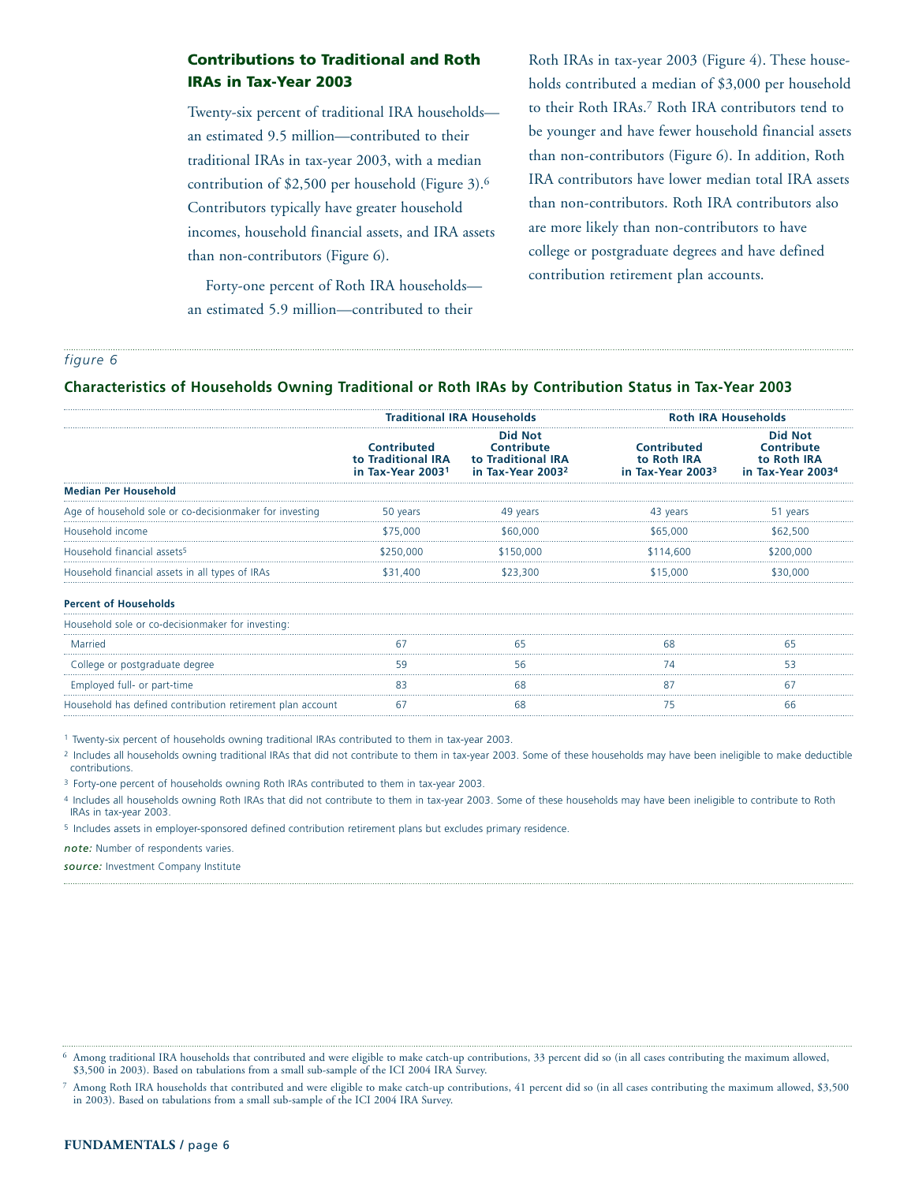## Contributions to Traditional and Roth IRAs in Tax-Year 2003

Twenty-six percent of traditional IRA households—an estimated 9.5 million—contributed to their traditional IRAs in tax-year 2003, with a median contribution of $2,500 per household (Figure 3).[6] Contributors typically have greater household incomes, household financial assets, and IRA assets than non-contributors (Figure 6).

Forty-one percent of Roth IRA households—an estimated 5.9 million—contributed to their Roth IRAs in tax-year 2003 (Figure 4). These households contributed a median of $3,000 per household to their Roth IRAs.[7] Roth IRA contributors tend to be younger and have fewer household financial assets than non-contributors (Figure 6). In addition, Roth IRA contributors have lower median total IRA assets than non-contributors. Roth IRA contributors also are more likely than non-contributors to have college or postgraduate degrees and have defined contribution retirement plan accounts.

*figure 6*

### Characteristics of Households Owning Traditional or Roth IRAs by Contribution Status in Tax-Year 2003

| | Traditional IRA Households | | Roth IRA Households | |
|---|---|---|---|---|
| | Contributed to Traditional IRA in Tax-Year 2003[1] | Did Not Contribute to Traditional IRA in Tax-Year 2003[2] | Contributed to Roth IRA in Tax-Year 2003[3] | Did Not Contribute to Roth IRA in Tax-Year 2003[4] |
| **Median Per Household** | | | | |
| Age of household sole or co-decisionmaker for investing | 50 years | 49 years | 43 years | 51 years |
| Household income | $75,000 | $60,000 | $65,000 | $62,500 |
| Household financial assets[5] | $250,000 | $150,000 | $114,600 | $200,000 |
| Household financial assets in all types of IRAs | $31,400 | $23,300 | $15,000 | $30,000 |
| **Percent of Households** | | | | |
| Household sole or co-decisionmaker for investing: | | | | |
| Married | 67 | 65 | 68 | 65 |
| College or postgraduate degree | 59 | 56 | 74 | 53 |
| Employed full- or part-time | 83 | 68 | 87 | 67 |
| Household has defined contribution retirement plan account | 67 | 68 | 75 | 66 |

[1] Twenty-six percent of households owning traditional IRAs contributed to them in tax-year 2003.

[2] Includes all households owning traditional IRAs that did not contribute to them in tax-year 2003. Some of these households may have been ineligible to make deductible contributions.

[3] Forty-one percent of households owning Roth IRAs contributed to them in tax-year 2003.

[4] Includes all households owning Roth IRAs that did not contribute to them in tax-year 2003. Some of these households may have been ineligible to contribute to Roth IRAs in tax-year 2003.

[5] Includes assets in employer-sponsored defined contribution retirement plans but excludes primary residence.

*note:* Number of respondents varies.

*source:* Investment Company Institute

[6] Among traditional IRA households that contributed and were eligible to make catch-up contributions, 33 percent did so (in all cases contributing the maximum allowed, $3,500 in 2003). Based on tabulations from a small sub-sample of the ICI 2004 IRA Survey.

[7] Among Roth IRA households that contributed and were eligible to make catch-up contributions, 41 percent did so (in all cases contributing the maximum allowed, $3,500 in 2003). Based on tabulations from a small sub-sample of the ICI 2004 IRA Survey.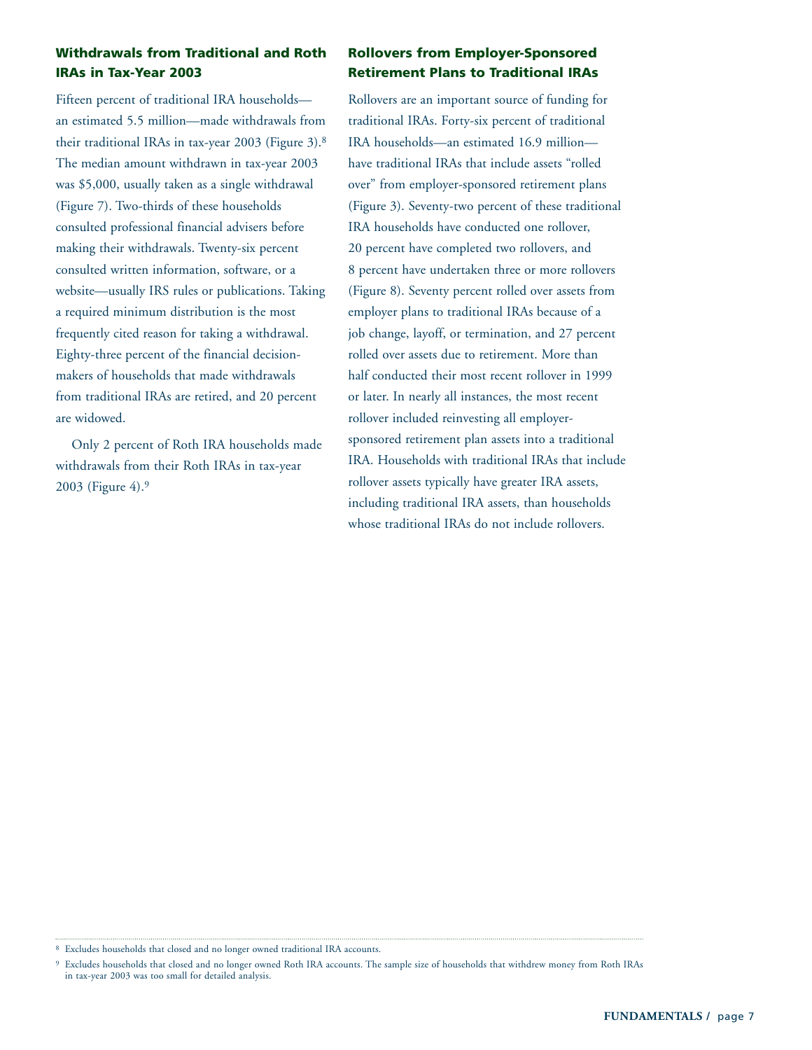## Withdrawals from Traditional and Roth IRAs in Tax-Year 2003

Fifteen percent of traditional IRA households—an estimated 5.5 million—made withdrawals from their traditional IRAs in tax-year 2003 (Figure 3).[8] The median amount withdrawn in tax-year 2003 was $5,000, usually taken as a single withdrawal (Figure 7). Two-thirds of these households consulted professional financial advisers before making their withdrawals. Twenty-six percent consulted written information, software, or a website—usually IRS rules or publications. Taking a required minimum distribution is the most frequently cited reason for taking a withdrawal. Eighty-three percent of the financial decision-makers of households that made withdrawals from traditional IRAs are retired, and 20 percent are widowed.

Only 2 percent of Roth IRA households made withdrawals from their Roth IRAs in tax-year 2003 (Figure 4).[9]

## Rollovers from Employer-Sponsored Retirement Plans to Traditional IRAs

Rollovers are an important source of funding for traditional IRAs. Forty-six percent of traditional IRA households—an estimated 16.9 million—have traditional IRAs that include assets "rolled over" from employer-sponsored retirement plans (Figure 3). Seventy-two percent of these traditional IRA households have conducted one rollover, 20 percent have completed two rollovers, and 8 percent have undertaken three or more rollovers (Figure 8). Seventy percent rolled over assets from employer plans to traditional IRAs because of a job change, layoff, or termination, and 27 percent rolled over assets due to retirement. More than half conducted their most recent rollover in 1999 or later. In nearly all instances, the most recent rollover included reinvesting all employer-sponsored retirement plan assets into a traditional IRA. Households with traditional IRAs that include rollover assets typically have greater IRA assets, including traditional IRA assets, than households whose traditional IRAs do not include rollovers.

---

[8] Excludes households that closed and no longer owned traditional IRA accounts.

[9] Excludes households that closed and no longer owned Roth IRA accounts. The sample size of households that withdrew money from Roth IRAs in tax-year 2003 was too small for detailed analysis.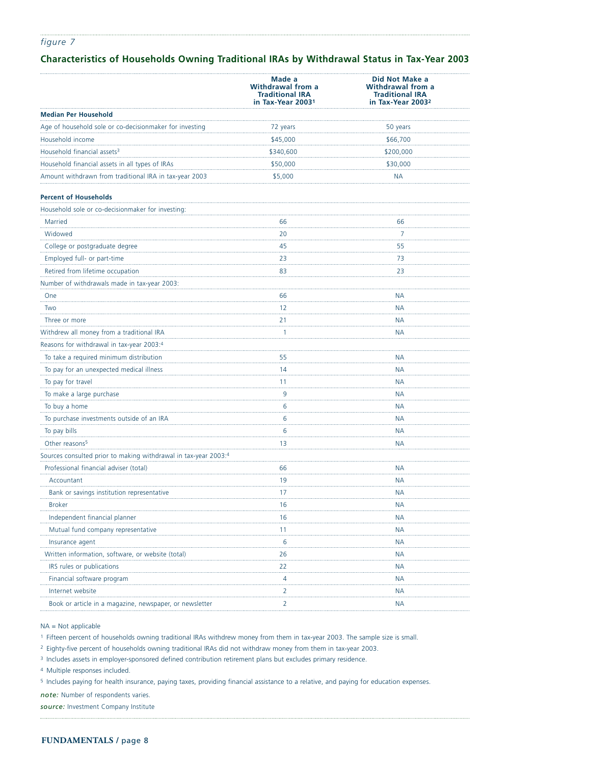*figure 7*

## Characteristics of Households Owning Traditional IRAs by Withdrawal Status in Tax-Year 2003

| | Made a Withdrawal from a Traditional IRA in Tax-Year 2003[1] | Did Not Make a Withdrawal from a Traditional IRA in Tax-Year 2003[2] |
|---|---|---|
| **Median Per Household** | | |
| Age of household sole or co-decisionmaker for investing | 72 years | 50 years |
| Household income | $45,000 | $66,700 |
| Household financial assets[3] | $340,600 | $200,000 |
| Household financial assets in all types of IRAs | $50,000 | $30,000 |
| Amount withdrawn from traditional IRA in tax-year 2003 | $5,000 | NA |
| **Percent of Households** | | |
| Household sole or co-decisionmaker for investing: | | |
| Married | 66 | 66 |
| Widowed | 20 | 7 |
| College or postgraduate degree | 45 | 55 |
| Employed full- or part-time | 23 | 73 |
| Retired from lifetime occupation | 83 | 23 |
| Number of withdrawals made in tax-year 2003: | | |
| One | 66 | NA |
| Two | 12 | NA |
| Three or more | 21 | NA |
| Withdrew all money from a traditional IRA | 1 | NA |
| Reasons for withdrawal in tax-year 2003:[4] | | |
| To take a required minimum distribution | 55 | NA |
| To pay for an unexpected medical illness | 14 | NA |
| To pay for travel | 11 | NA |
| To make a large purchase | 9 | NA |
| To buy a home | 6 | NA |
| To purchase investments outside of an IRA | 6 | NA |
| To pay bills | 6 | NA |
| Other reasons[5] | 13 | NA |
| Sources consulted prior to making withdrawal in tax-year 2003:[4] | | |
| Professional financial adviser (total) | 66 | NA |
| Accountant | 19 | NA |
| Bank or savings institution representative | 17 | NA |
| Broker | 16 | NA |
| Independent financial planner | 16 | NA |
| Mutual fund company representative | 11 | NA |
| Insurance agent | 6 | NA |
| Written information, software, or website (total) | 26 | NA |
| IRS rules or publications | 22 | NA |
| Financial software program | 4 | NA |
| Internet website | 2 | NA |
| Book or article in a magazine, newspaper, or newsletter | 2 | NA |

NA = Not applicable

[1] Fifteen percent of households owning traditional IRAs withdrew money from them in tax-year 2003. The sample size is small.

[2] Eighty-five percent of households owning traditional IRAs did not withdraw money from them in tax-year 2003.

[3] Includes assets in employer-sponsored defined contribution retirement plans but excludes primary residence.

[4] Multiple responses included.

[5] Includes paying for health insurance, paying taxes, providing financial assistance to a relative, and paying for education expenses.

*note:* Number of respondents varies.

*source:* Investment Company Institute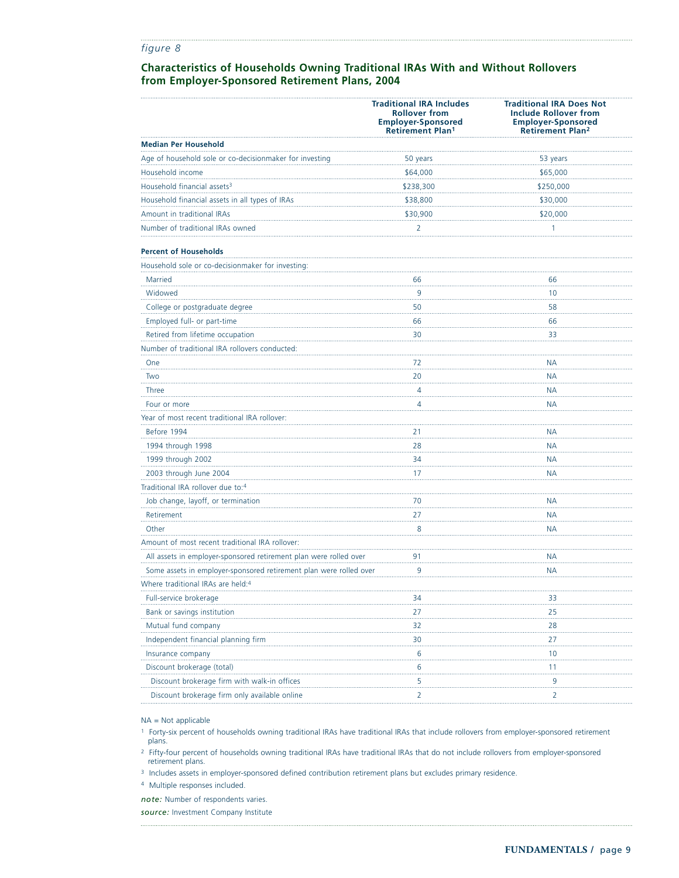*figure 8*

## Characteristics of Households Owning Traditional IRAs With and Without Rollovers from Employer-Sponsored Retirement Plans, 2004

| | Traditional IRA Includes Rollover from Employer-Sponsored Retirement Plan[1] | Traditional IRA Does Not Include Rollover from Employer-Sponsored Retirement Plan[2] |
|---|---|---|
| **Median Per Household** | | |
| Age of household sole or co-decisionmaker for investing | 50 years | 53 years |
| Household income | $64,000 | $65,000 |
| Household financial assets[3] | $238,300 | $250,000 |
| Household financial assets in all types of IRAs | $38,800 | $30,000 |
| Amount in traditional IRAs | $30,900 | $20,000 |
| Number of traditional IRAs owned | 2 | 1 |
| **Percent of Households** | | |
| Household sole or co-decisionmaker for investing: | | |
| Married | 66 | 66 |
| Widowed | 9 | 10 |
| College or postgraduate degree | 50 | 58 |
| Employed full- or part-time | 66 | 66 |
| Retired from lifetime occupation | 30 | 33 |
| Number of traditional IRA rollovers conducted: | | |
| One | 72 | NA |
| Two | 20 | NA |
| Three | 4 | NA |
| Four or more | 4 | NA |
| Year of most recent traditional IRA rollover: | | |
| Before 1994 | 21 | NA |
| 1994 through 1998 | 28 | NA |
| 1999 through 2002 | 34 | NA |
| 2003 through June 2004 | 17 | NA |
| Traditional IRA rollover due to:[4] | | |
| Job change, layoff, or termination | 70 | NA |
| Retirement | 27 | NA |
| Other | 8 | NA |
| Amount of most recent traditional IRA rollover: | | |
| All assets in employer-sponsored retirement plan were rolled over | 91 | NA |
| Some assets in employer-sponsored retirement plan were rolled over | 9 | NA |
| Where traditional IRAs are held:[4] | | |
| Full-service brokerage | 34 | 33 |
| Bank or savings institution | 27 | 25 |
| Mutual fund company | 32 | 28 |
| Independent financial planning firm | 30 | 27 |
| Insurance company | 6 | 10 |
| Discount brokerage (total) | 6 | 11 |
| Discount brokerage firm with walk-in offices | 5 | 9 |
| Discount brokerage firm only available online | 2 | 2 |

NA = Not applicable

[1] Forty-six percent of households owning traditional IRAs have traditional IRAs that include rollovers from employer-sponsored retirement plans.

[2] Fifty-four percent of households owning traditional IRAs have traditional IRAs that do not include rollovers from employer-sponsored retirement plans.

[3] Includes assets in employer-sponsored defined contribution retirement plans but excludes primary residence.

[4] Multiple responses included.

*note:* Number of respondents varies.

*source:* Investment Company Institute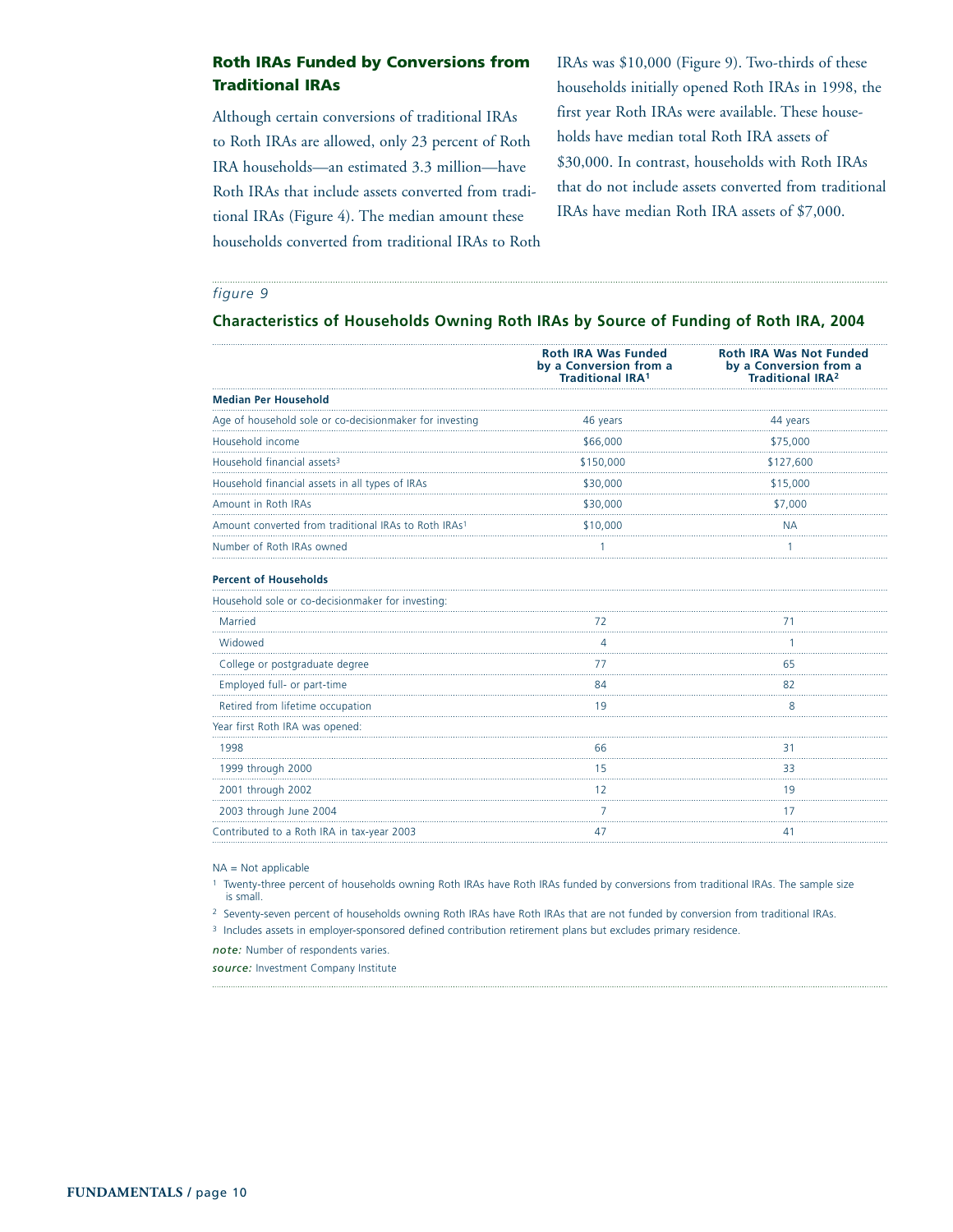## Roth IRAs Funded by Conversions from Traditional IRAs

Although certain conversions of traditional IRAs to Roth IRAs are allowed, only 23 percent of Roth IRA households—an estimated 3.3 million—have Roth IRAs that include assets converted from traditional IRAs (Figure 4). The median amount these households converted from traditional IRAs to Roth IRAs was $10,000 (Figure 9). Two-thirds of these households initially opened Roth IRAs in 1998, the first year Roth IRAs were available. These households have median total Roth IRA assets of $30,000. In contrast, households with Roth IRAs that do not include assets converted from traditional IRAs have median Roth IRA assets of $7,000.

*figure 9*

### Characteristics of Households Owning Roth IRAs by Source of Funding of Roth IRA, 2004

| | Roth IRA Was Funded by a Conversion from a Traditional IRA[1] | Roth IRA Was Not Funded by a Conversion from a Traditional IRA[2] |
|---|---|---|
| **Median Per Household** | | |
| Age of household sole or co-decisionmaker for investing | 46 years | 44 years |
| Household income | $66,000 | $75,000 |
| Household financial assets[3] | $150,000 | $127,600 |
| Household financial assets in all types of IRAs | $30,000 | $15,000 |
| Amount in Roth IRAs | $30,000 | $7,000 |
| Amount converted from traditional IRAs to Roth IRAs[1] | $10,000 | NA |
| Number of Roth IRAs owned | 1 | 1 |
| **Percent of Households** | | |
| Household sole or co-decisionmaker for investing: | | |
| Married | 72 | 71 |
| Widowed | 4 | 1 |
| College or postgraduate degree | 77 | 65 |
| Employed full- or part-time | 84 | 82 |
| Retired from lifetime occupation | 19 | 8 |
| Year first Roth IRA was opened: | | |
| 1998 | 66 | 31 |
| 1999 through 2000 | 15 | 33 |
| 2001 through 2002 | 12 | 19 |
| 2003 through June 2004 | 7 | 17 |
| Contributed to a Roth IRA in tax-year 2003 | 47 | 41 |

NA = Not applicable

[1] Twenty-three percent of households owning Roth IRAs have Roth IRAs funded by conversions from traditional IRAs. The sample size is small.

[2] Seventy-seven percent of households owning Roth IRAs have Roth IRAs that are not funded by conversion from traditional IRAs.

[3] Includes assets in employer-sponsored defined contribution retirement plans but excludes primary residence.

*note:* Number of respondents varies.

*source:* Investment Company Institute